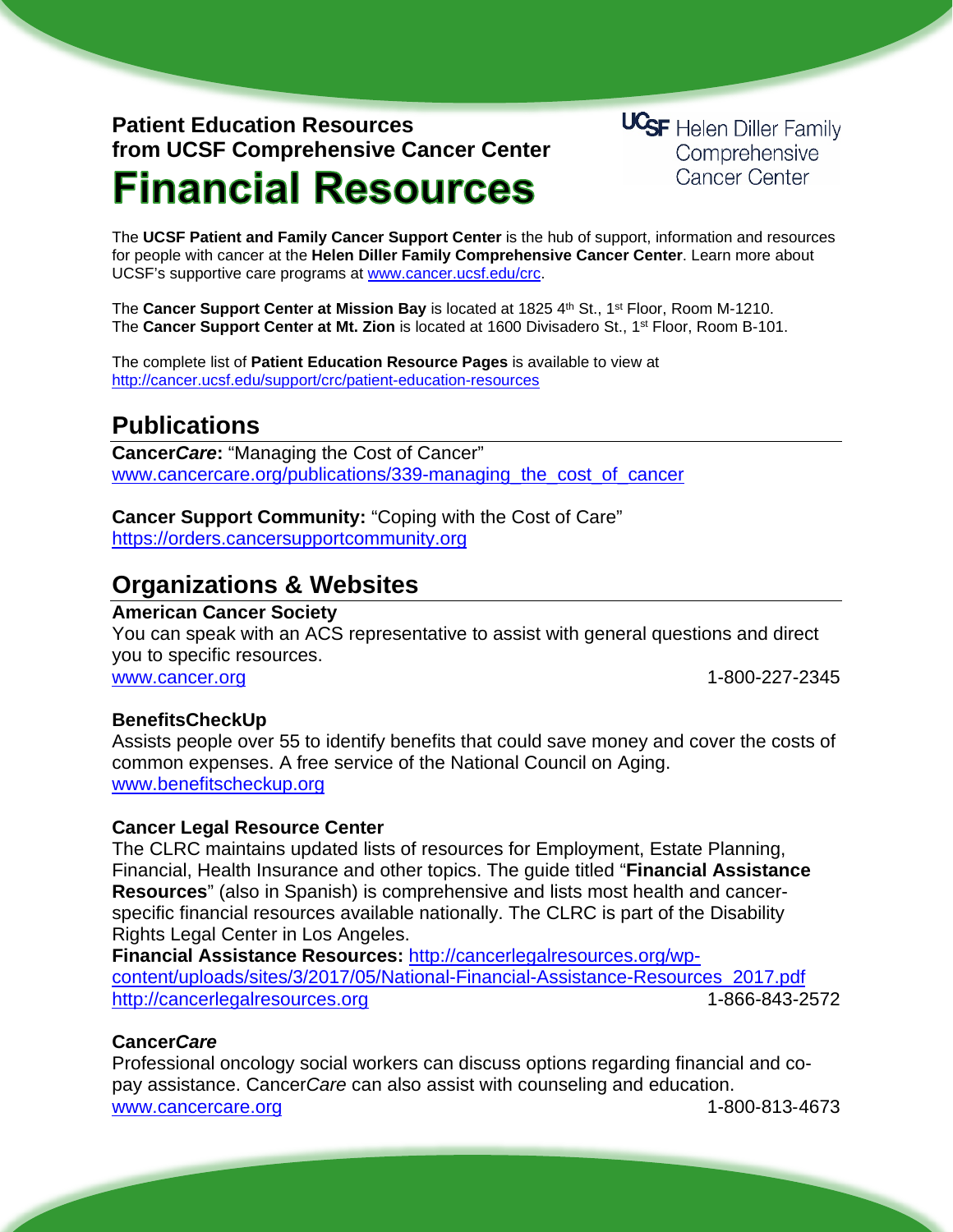**Patient Education Resources**
**from UCSF Comprehensive Cancer Center**

UCSF Helen Diller Family Comprehensive Cancer Center

# Financial Resources

The **UCSF Patient and Family Cancer Support Center** is the hub of support, information and resources for people with cancer at the **Helen Diller Family Comprehensive Cancer Center**. Learn more about UCSF's supportive care programs at www.cancer.ucsf.edu/crc.

The **Cancer Support Center at Mission Bay** is located at 1825 4th St., 1st Floor, Room M-1210.
The **Cancer Support Center at Mt. Zion** is located at 1600 Divisadero St., 1st Floor, Room B-101.

The complete list of **Patient Education Resource Pages** is available to view at
http://cancer.ucsf.edu/support/crc/patient-education-resources

## Publications

**Cancer*Care*:** "Managing the Cost of Cancer"
www.cancercare.org/publications/339-managing_the_cost_of_cancer

**Cancer Support Community:** "Coping with the Cost of Care"
https://orders.cancersupportcommunity.org

## Organizations & Websites

**American Cancer Society**
You can speak with an ACS representative to assist with general questions and direct you to specific resources.
www.cancer.org 1-800-227-2345

**BenefitsCheckUp**
Assists people over 55 to identify benefits that could save money and cover the costs of common expenses. A free service of the National Council on Aging.
www.benefitscheckup.org

**Cancer Legal Resource Center**
The CLRC maintains updated lists of resources for Employment, Estate Planning, Financial, Health Insurance and other topics. The guide titled "**Financial Assistance Resources**" (also in Spanish) is comprehensive and lists most health and cancer-specific financial resources available nationally. The CLRC is part of the Disability Rights Legal Center in Los Angeles.
**Financial Assistance Resources:** http://cancerlegalresources.org/wp-content/uploads/sites/3/2017/05/National-Financial-Assistance-Resources_2017.pdf
http://cancerlegalresources.org 1-866-843-2572

**Cancer*Care***
Professional oncology social workers can discuss options regarding financial and co-pay assistance. Cancer*Care* can also assist with counseling and education.
www.cancercare.org 1-800-813-4673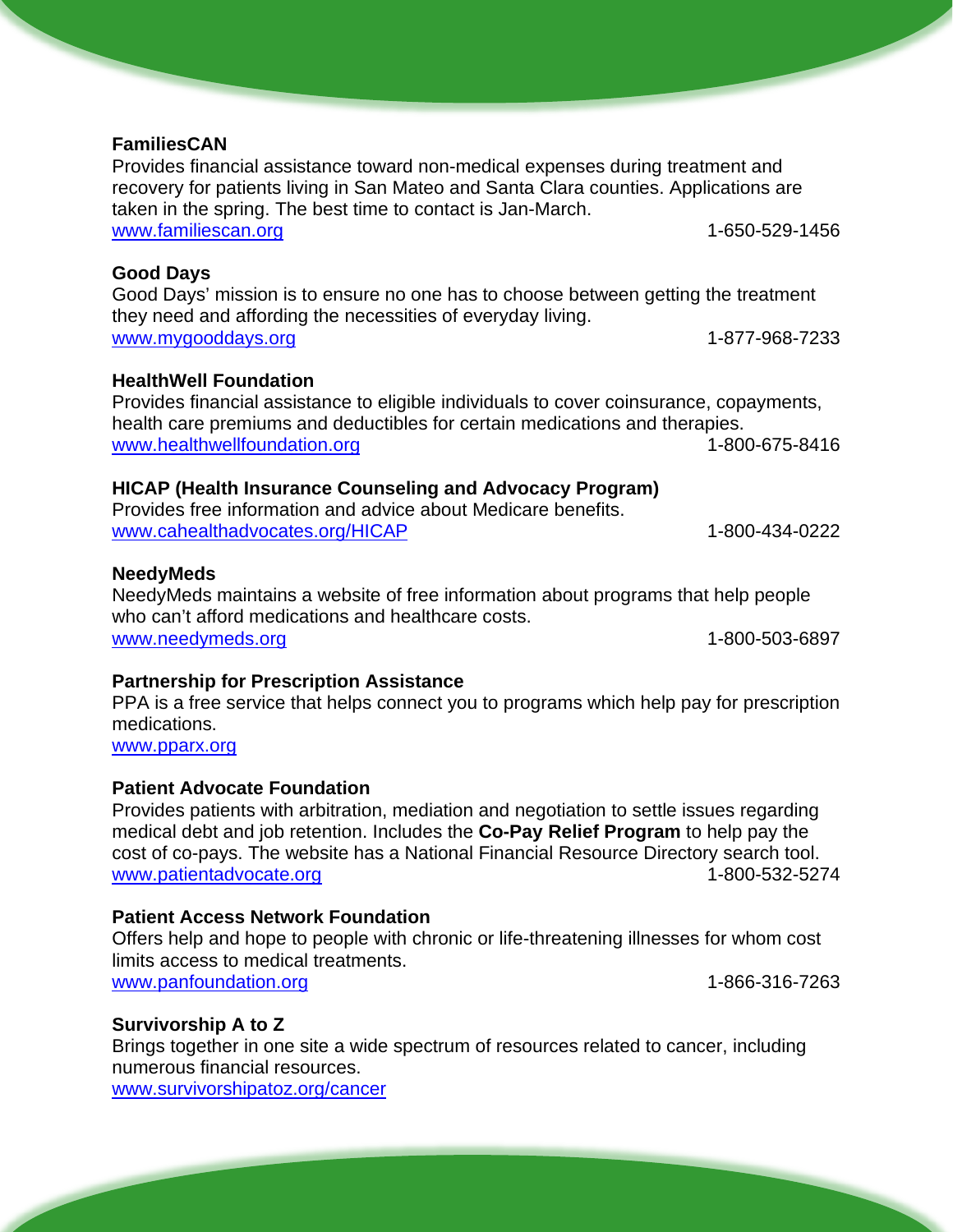**FamiliesCAN**
Provides financial assistance toward non-medical expenses during treatment and recovery for patients living in San Mateo and Santa Clara counties. Applications are taken in the spring. The best time to contact is Jan-March.
www.familiescan.org 1-650-529-1456

**Good Days**
Good Days' mission is to ensure no one has to choose between getting the treatment they need and affording the necessities of everyday living.
www.mygooddays.org 1-877-968-7233

**HealthWell Foundation**
Provides financial assistance to eligible individuals to cover coinsurance, copayments, health care premiums and deductibles for certain medications and therapies.
www.healthwellfoundation.org 1-800-675-8416

**HICAP (Health Insurance Counseling and Advocacy Program)**
Provides free information and advice about Medicare benefits.
www.cahealthadvocates.org/HICAP 1-800-434-0222

**NeedyMeds**
NeedyMeds maintains a website of free information about programs that help people who can't afford medications and healthcare costs.
www.needymeds.org 1-800-503-6897

**Partnership for Prescription Assistance**
PPA is a free service that helps connect you to programs which help pay for prescription medications.
www.pparx.org

**Patient Advocate Foundation**
Provides patients with arbitration, mediation and negotiation to settle issues regarding medical debt and job retention. Includes the **Co-Pay Relief Program** to help pay the cost of co-pays. The website has a National Financial Resource Directory search tool.
www.patientadvocate.org 1-800-532-5274

**Patient Access Network Foundation**
Offers help and hope to people with chronic or life-threatening illnesses for whom cost limits access to medical treatments.
www.panfoundation.org 1-866-316-7263

**Survivorship A to Z**
Brings together in one site a wide spectrum of resources related to cancer, including numerous financial resources.
www.survivorshipatoz.org/cancer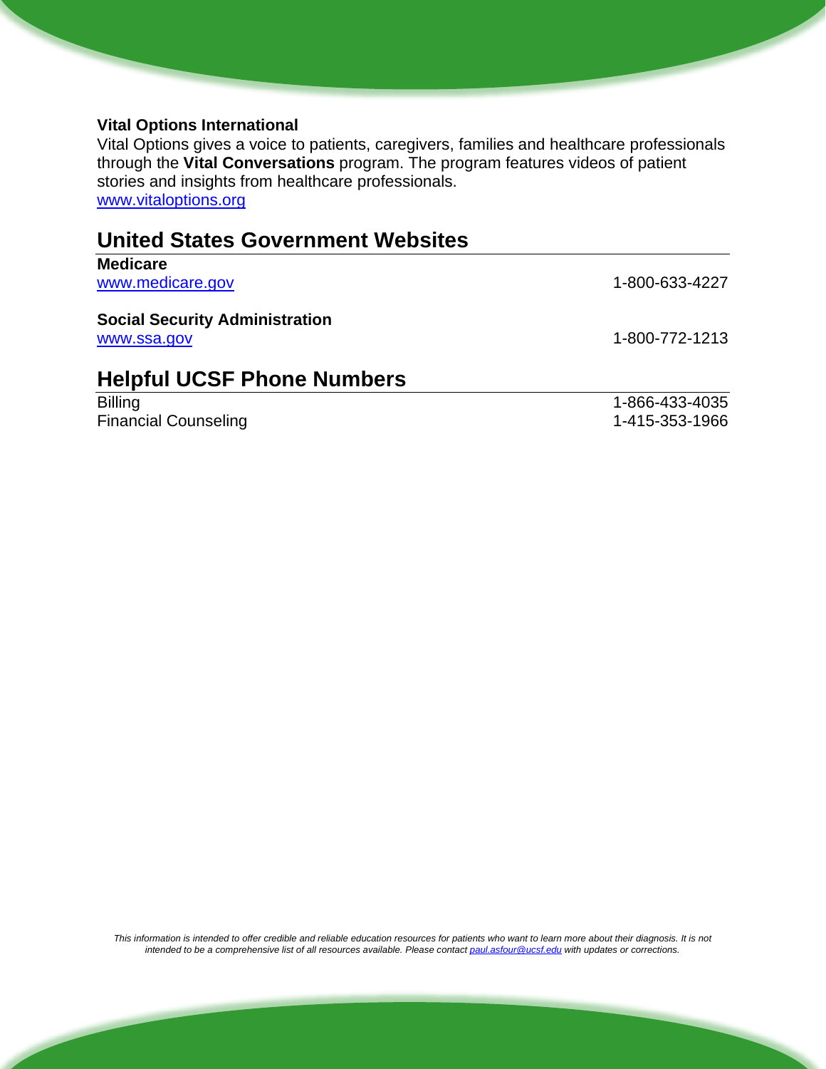**Vital Options International**
Vital Options gives a voice to patients, caregivers, families and healthcare professionals through the **Vital Conversations** program. The program features videos of patient stories and insights from healthcare professionals.
www.vitaloptions.org

## United States Government Websites

**Medicare**
www.medicare.gov — 1-800-633-4227

**Social Security Administration**
www.ssa.gov — 1-800-772-1213

## Helpful UCSF Phone Numbers

| | |
|---|---|
| Billing | 1-866-433-4035 |
| Financial Counseling | 1-415-353-1966 |

*This information is intended to offer credible and reliable education resources for patients who want to learn more about their diagnosis. It is not intended to be a comprehensive list of all resources available. Please contact paul.asfour@ucsf.edu with updates or corrections.*